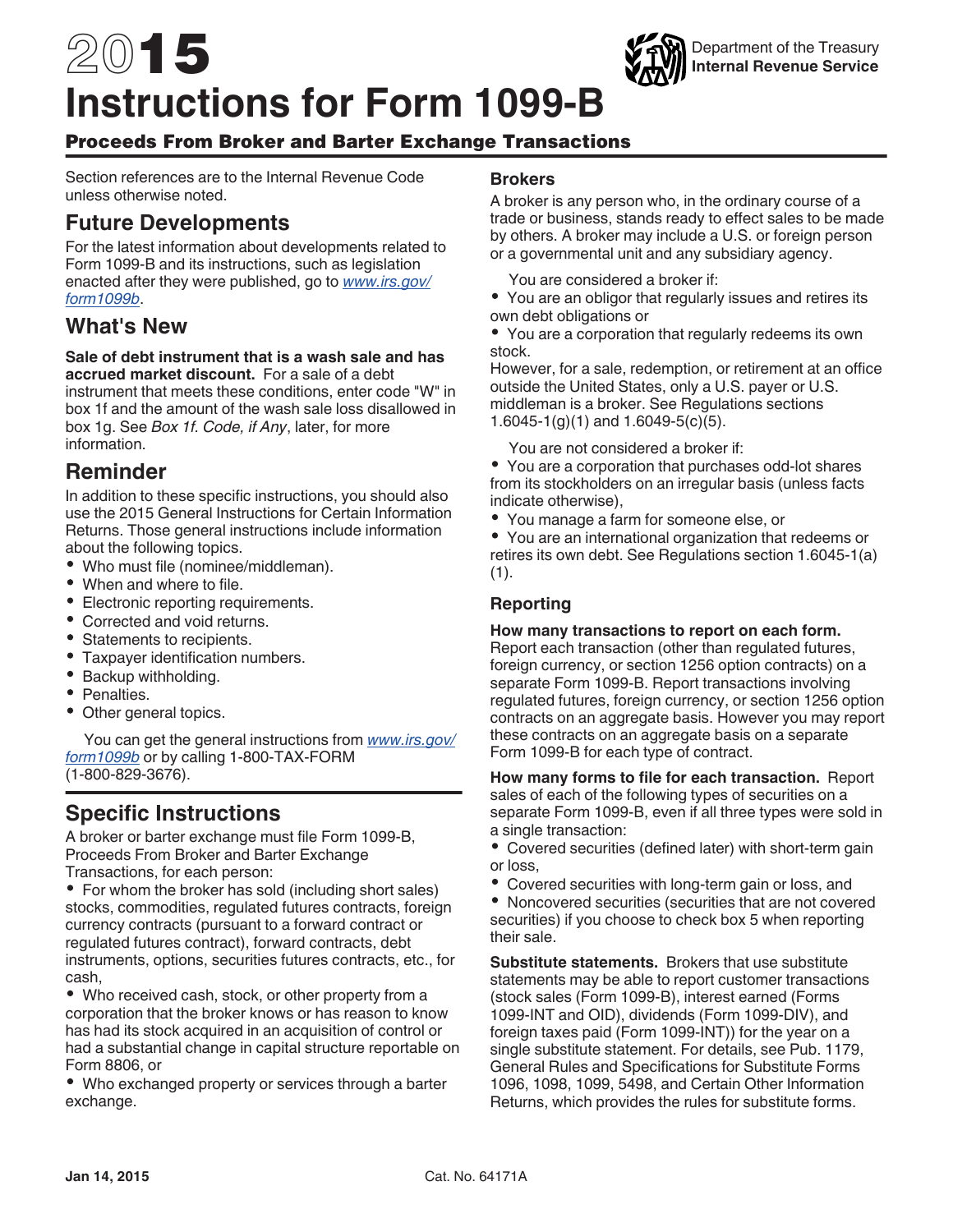# 2015 Instructions for Form 1099-B

Department of the Treasury
Internal Revenue Service

## Proceeds From Broker and Barter Exchange Transactions

Section references are to the Internal Revenue Code unless otherwise noted.

## Future Developments

For the latest information about developments related to Form 1099-B and its instructions, such as legislation enacted after they were published, go to *www.irs.gov/form1099b*.

## What's New

**Sale of debt instrument that is a wash sale and has accrued market discount.** For a sale of a debt instrument that meets these conditions, enter code "W" in box 1f and the amount of the wash sale loss disallowed in box 1g. See *Box 1f. Code, if Any*, later, for more information.

## Reminder

In addition to these specific instructions, you should also use the 2015 General Instructions for Certain Information Returns. Those general instructions include information about the following topics.

- Who must file (nominee/middleman).
- When and where to file.
- Electronic reporting requirements.
- Corrected and void returns.
- Statements to recipients.
- Taxpayer identification numbers.
- Backup withholding.
- Penalties.
- Other general topics.

You can get the general instructions from *www.irs.gov/form1099b* or by calling 1-800-TAX-FORM (1-800-829-3676).

## Specific Instructions

A broker or barter exchange must file Form 1099-B, Proceeds From Broker and Barter Exchange Transactions, for each person:

- For whom the broker has sold (including short sales) stocks, commodities, regulated futures contracts, foreign currency contracts (pursuant to a forward contract or regulated futures contract), forward contracts, debt instruments, options, securities futures contracts, etc., for cash,
- Who received cash, stock, or other property from a corporation that the broker knows or has reason to know has had its stock acquired in an acquisition of control or had a substantial change in capital structure reportable on Form 8806, or
- Who exchanged property or services through a barter exchange.

### Brokers

A broker is any person who, in the ordinary course of a trade or business, stands ready to effect sales to be made by others. A broker may include a U.S. or foreign person or a governmental unit and any subsidiary agency.

You are considered a broker if:

- You are an obligor that regularly issues and retires its own debt obligations or
- You are a corporation that regularly redeems its own stock.

However, for a sale, redemption, or retirement at an office outside the United States, only a U.S. payer or U.S. middleman is a broker. See Regulations sections 1.6045-1(g)(1) and 1.6049-5(c)(5).

You are not considered a broker if:

- You are a corporation that purchases odd-lot shares from its stockholders on an irregular basis (unless facts indicate otherwise),
- You manage a farm for someone else, or
- You are an international organization that redeems or retires its own debt. See Regulations section 1.6045-1(a)(1).

### Reporting

**How many transactions to report on each form.** Report each transaction (other than regulated futures, foreign currency, or section 1256 option contracts) on a separate Form 1099-B. Report transactions involving regulated futures, foreign currency, or section 1256 option contracts on an aggregate basis. However you may report these contracts on an aggregate basis on a separate Form 1099-B for each type of contract.

**How many forms to file for each transaction.** Report sales of each of the following types of securities on a separate Form 1099-B, even if all three types were sold in a single transaction:

- Covered securities (defined later) with short-term gain or loss,
- Covered securities with long-term gain or loss, and
- Noncovered securities (securities that are not covered securities) if you choose to check box 5 when reporting their sale.

**Substitute statements.** Brokers that use substitute statements may be able to report customer transactions (stock sales (Form 1099-B), interest earned (Forms 1099-INT and OID), dividends (Form 1099-DIV), and foreign taxes paid (Form 1099-INT)) for the year on a single substitute statement. For details, see Pub. 1179, General Rules and Specifications for Substitute Forms 1096, 1098, 1099, 5498, and Certain Other Information Returns, which provides the rules for substitute forms.

Jan 14, 2015 Cat. No. 64171A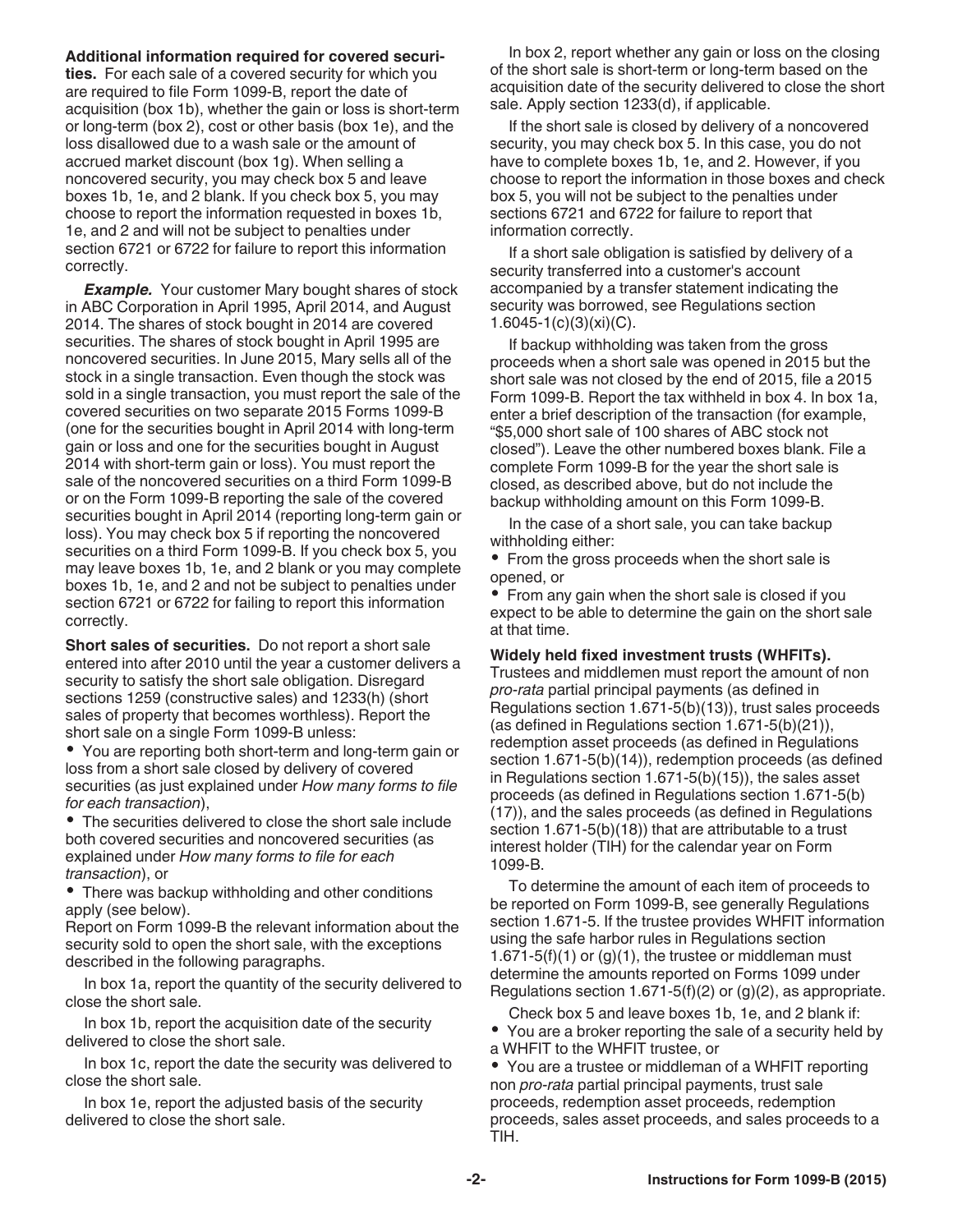**Additional information required for covered securities.** For each sale of a covered security for which you are required to file Form 1099-B, report the date of acquisition (box 1b), whether the gain or loss is short-term or long-term (box 2), cost or other basis (box 1e), and the loss disallowed due to a wash sale or the amount of accrued market discount (box 1g). When selling a noncovered security, you may check box 5 and leave boxes 1b, 1e, and 2 blank. If you check box 5, you may choose to report the information requested in boxes 1b, 1e, and 2 and will not be subject to penalties under section 6721 or 6722 for failure to report this information correctly.

***Example.*** Your customer Mary bought shares of stock in ABC Corporation in April 1995, April 2014, and August 2014. The shares of stock bought in 2014 are covered securities. The shares of stock bought in April 1995 are noncovered securities. In June 2015, Mary sells all of the stock in a single transaction. Even though the stock was sold in a single transaction, you must report the sale of the covered securities on two separate 2015 Forms 1099-B (one for the securities bought in April 2014 with long-term gain or loss and one for the securities bought in August 2014 with short-term gain or loss). You must report the sale of the noncovered securities on a third Form 1099-B or on the Form 1099-B reporting the sale of the covered securities bought in April 2014 (reporting long-term gain or loss). You may check box 5 if reporting the noncovered securities on a third Form 1099-B. If you check box 5, you may leave boxes 1b, 1e, and 2 blank or you may complete boxes 1b, 1e, and 2 and not be subject to penalties under section 6721 or 6722 for failing to report this information correctly.

**Short sales of securities.** Do not report a short sale entered into after 2010 until the year a customer delivers a security to satisfy the short sale obligation. Disregard sections 1259 (constructive sales) and 1233(h) (short sales of property that becomes worthless). Report the short sale on a single Form 1099-B unless:

- You are reporting both short-term and long-term gain or loss from a short sale closed by delivery of covered securities (as just explained under *How many forms to file for each transaction*),
- The securities delivered to close the short sale include both covered securities and noncovered securities (as explained under *How many forms to file for each transaction*), or
- There was backup withholding and other conditions apply (see below).

Report on Form 1099-B the relevant information about the security sold to open the short sale, with the exceptions described in the following paragraphs.

In box 1a, report the quantity of the security delivered to close the short sale.

In box 1b, report the acquisition date of the security delivered to close the short sale.

In box 1c, report the date the security was delivered to close the short sale.

In box 1e, report the adjusted basis of the security delivered to close the short sale.

In box 2, report whether any gain or loss on the closing of the short sale is short-term or long-term based on the acquisition date of the security delivered to close the short sale. Apply section 1233(d), if applicable.

If the short sale is closed by delivery of a noncovered security, you may check box 5. In this case, you do not have to complete boxes 1b, 1e, and 2. However, if you choose to report the information in those boxes and check box 5, you will not be subject to the penalties under sections 6721 and 6722 for failure to report that information correctly.

If a short sale obligation is satisfied by delivery of a security transferred into a customer's account accompanied by a transfer statement indicating the security was borrowed, see Regulations section 1.6045-1(c)(3)(xi)(C).

If backup withholding was taken from the gross proceeds when a short sale was opened in 2015 but the short sale was not closed by the end of 2015, file a 2015 Form 1099-B. Report the tax withheld in box 4. In box 1a, enter a brief description of the transaction (for example, "$5,000 short sale of 100 shares of ABC stock not closed"). Leave the other numbered boxes blank. File a complete Form 1099-B for the year the short sale is closed, as described above, but do not include the backup withholding amount on this Form 1099-B.

In the case of a short sale, you can take backup withholding either:

- From the gross proceeds when the short sale is opened, or
- From any gain when the short sale is closed if you expect to be able to determine the gain on the short sale at that time.

**Widely held fixed investment trusts (WHFITs).** Trustees and middlemen must report the amount of non *pro-rata* partial principal payments (as defined in Regulations section 1.671-5(b)(13)), trust sales proceeds (as defined in Regulations section 1.671-5(b)(21)), redemption asset proceeds (as defined in Regulations section 1.671-5(b)(14)), redemption proceeds (as defined in Regulations section 1.671-5(b)(15)), the sales asset proceeds (as defined in Regulations section 1.671-5(b)(17)), and the sales proceeds (as defined in Regulations section 1.671-5(b)(18)) that are attributable to a trust interest holder (TIH) for the calendar year on Form 1099-B.

To determine the amount of each item of proceeds to be reported on Form 1099-B, see generally Regulations section 1.671-5. If the trustee provides WHFIT information using the safe harbor rules in Regulations section 1.671-5(f)(1) or (g)(1), the trustee or middleman must determine the amounts reported on Forms 1099 under Regulations section 1.671-5(f)(2) or (g)(2), as appropriate.

Check box 5 and leave boxes 1b, 1e, and 2 blank if:

- You are a broker reporting the sale of a security held by a WHFIT to the WHFIT trustee, or
- You are a trustee or middleman of a WHFIT reporting non *pro-rata* partial principal payments, trust sale proceeds, redemption asset proceeds, redemption proceeds, sales asset proceeds, and sales proceeds to a TIH.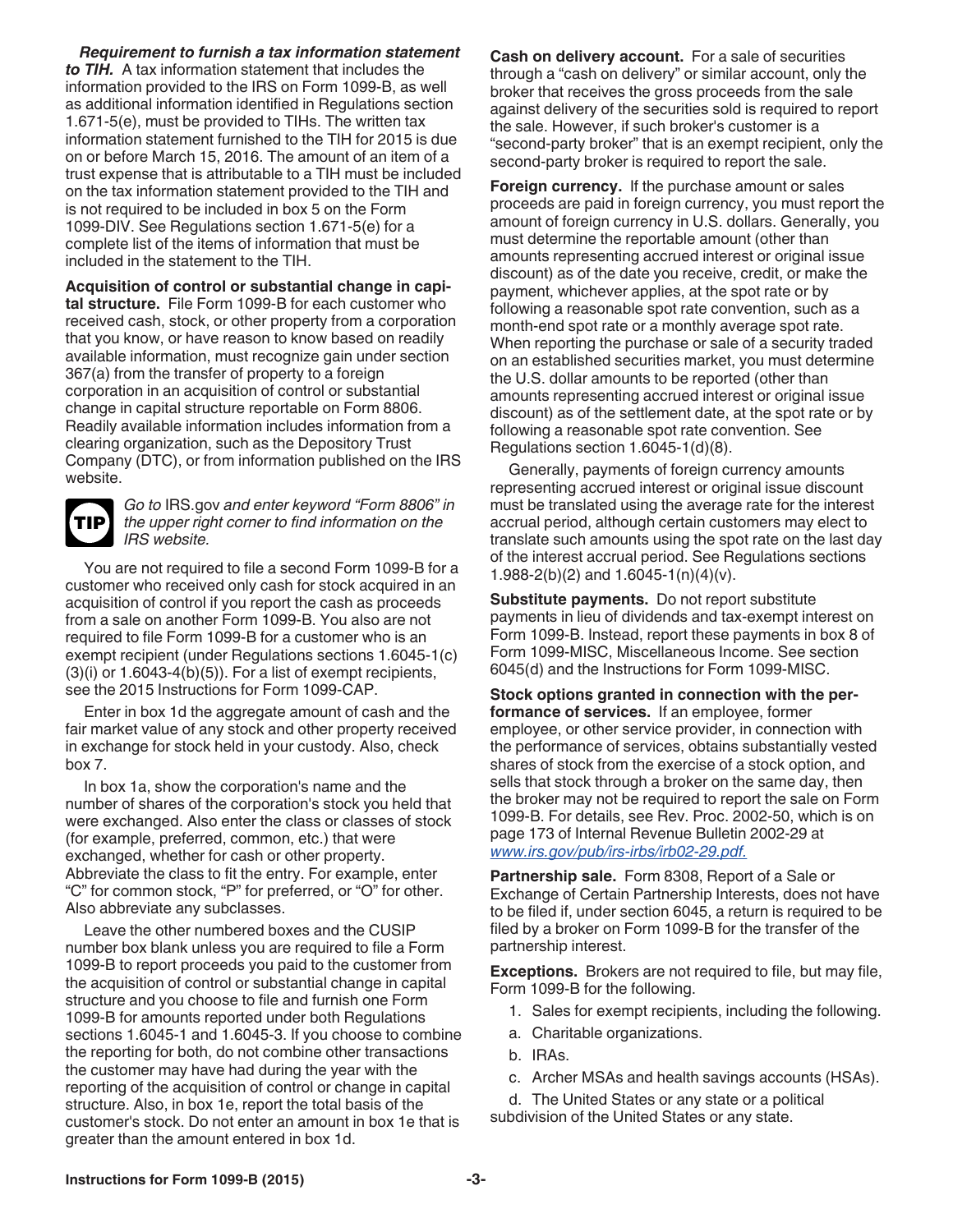***Requirement to furnish a tax information statement to TIH.*** A tax information statement that includes the information provided to the IRS on Form 1099-B, as well as additional information identified in Regulations section 1.671-5(e), must be provided to TIHs. The written tax information statement furnished to the TIH for 2015 is due on or before March 15, 2016. The amount of an item of a trust expense that is attributable to a TIH must be included on the tax information statement provided to the TIH and is not required to be included in box 5 on the Form 1099-DIV. See Regulations section 1.671-5(e) for a complete list of the items of information that must be included in the statement to the TIH.

**Acquisition of control or substantial change in capital structure.** File Form 1099-B for each customer who received cash, stock, or other property from a corporation that you know, or have reason to know based on readily available information, must recognize gain under section 367(a) from the transfer of property to a foreign corporation in an acquisition of control or substantial change in capital structure reportable on Form 8806. Readily available information includes information from a clearing organization, such as the Depository Trust Company (DTC), or from information published on the IRS website.

**TIP** *Go to* IRS.gov *and enter keyword "Form 8806" in the upper right corner to find information on the IRS website.*

You are not required to file a second Form 1099-B for a customer who received only cash for stock acquired in an acquisition of control if you report the cash as proceeds from a sale on another Form 1099-B. You also are not required to file Form 1099-B for a customer who is an exempt recipient (under Regulations sections 1.6045-1(c)(3)(i) or 1.6043-4(b)(5)). For a list of exempt recipients, see the 2015 Instructions for Form 1099-CAP.

Enter in box 1d the aggregate amount of cash and the fair market value of any stock and other property received in exchange for stock held in your custody. Also, check box 7.

In box 1a, show the corporation's name and the number of shares of the corporation's stock you held that were exchanged. Also enter the class or classes of stock (for example, preferred, common, etc.) that were exchanged, whether for cash or other property. Abbreviate the class to fit the entry. For example, enter "C" for common stock, "P" for preferred, or "O" for other. Also abbreviate any subclasses.

Leave the other numbered boxes and the CUSIP number box blank unless you are required to file a Form 1099-B to report proceeds you paid to the customer from the acquisition of control or substantial change in capital structure and you choose to file and furnish one Form 1099-B for amounts reported under both Regulations sections 1.6045-1 and 1.6045-3. If you choose to combine the reporting for both, do not combine other transactions the customer may have had during the year with the reporting of the acquisition of control or change in capital structure. Also, in box 1e, report the total basis of the customer's stock. Do not enter an amount in box 1e that is greater than the amount entered in box 1d.

**Cash on delivery account.** For a sale of securities through a "cash on delivery" or similar account, only the broker that receives the gross proceeds from the sale against delivery of the securities sold is required to report the sale. However, if such broker's customer is a "second-party broker" that is an exempt recipient, only the second-party broker is required to report the sale.

**Foreign currency.** If the purchase amount or sales proceeds are paid in foreign currency, you must report the amount of foreign currency in U.S. dollars. Generally, you must determine the reportable amount (other than amounts representing accrued interest or original issue discount) as of the date you receive, credit, or make the payment, whichever applies, at the spot rate or by following a reasonable spot rate convention, such as a month-end spot rate or a monthly average spot rate. When reporting the purchase or sale of a security traded on an established securities market, you must determine the U.S. dollar amounts to be reported (other than amounts representing accrued interest or original issue discount) as of the settlement date, at the spot rate or by following a reasonable spot rate convention. See Regulations section 1.6045-1(d)(8).

Generally, payments of foreign currency amounts representing accrued interest or original issue discount must be translated using the average rate for the interest accrual period, although certain customers may elect to translate such amounts using the spot rate on the last day of the interest accrual period. See Regulations sections 1.988-2(b)(2) and 1.6045-1(n)(4)(v).

**Substitute payments.** Do not report substitute payments in lieu of dividends and tax-exempt interest on Form 1099-B. Instead, report these payments in box 8 of Form 1099-MISC, Miscellaneous Income. See section 6045(d) and the Instructions for Form 1099-MISC.

**Stock options granted in connection with the performance of services.** If an employee, former employee, or other service provider, in connection with the performance of services, obtains substantially vested shares of stock from the exercise of a stock option, and sells that stock through a broker on the same day, then the broker may not be required to report the sale on Form 1099-B. For details, see Rev. Proc. 2002-50, which is on page 173 of Internal Revenue Bulletin 2002-29 at *www.irs.gov/pub/irs-irbs/irb02-29.pdf.*

**Partnership sale.** Form 8308, Report of a Sale or Exchange of Certain Partnership Interests, does not have to be filed if, under section 6045, a return is required to be filed by a broker on Form 1099-B for the transfer of the partnership interest.

**Exceptions.** Brokers are not required to file, but may file, Form 1099-B for the following.

1. Sales for exempt recipients, including the following.
   a. Charitable organizations.
   b. IRAs.
   c. Archer MSAs and health savings accounts (HSAs).
   d. The United States or any state or a political subdivision of the United States or any state.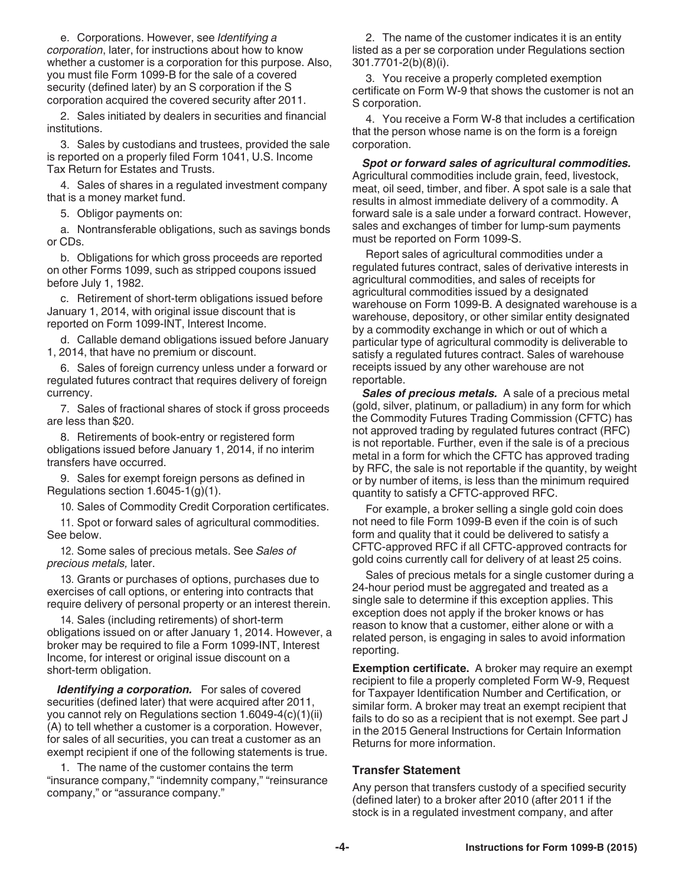e. Corporations. However, see *Identifying a corporation*, later, for instructions about how to know whether a customer is a corporation for this purpose. Also, you must file Form 1099-B for the sale of a covered security (defined later) by an S corporation if the S corporation acquired the covered security after 2011.

2. Sales initiated by dealers in securities and financial institutions.

3. Sales by custodians and trustees, provided the sale is reported on a properly filed Form 1041, U.S. Income Tax Return for Estates and Trusts.

4. Sales of shares in a regulated investment company that is a money market fund.

5. Obligor payments on:

a. Nontransferable obligations, such as savings bonds or CDs.

b. Obligations for which gross proceeds are reported on other Forms 1099, such as stripped coupons issued before July 1, 1982.

c. Retirement of short-term obligations issued before January 1, 2014, with original issue discount that is reported on Form 1099-INT, Interest Income.

d. Callable demand obligations issued before January 1, 2014, that have no premium or discount.

6. Sales of foreign currency unless under a forward or regulated futures contract that requires delivery of foreign currency.

7. Sales of fractional shares of stock if gross proceeds are less than $20.

8. Retirements of book-entry or registered form obligations issued before January 1, 2014, if no interim transfers have occurred.

9. Sales for exempt foreign persons as defined in Regulations section 1.6045-1(g)(1).

10. Sales of Commodity Credit Corporation certificates.

11. Spot or forward sales of agricultural commodities. See below.

12. Some sales of precious metals. See *Sales of precious metals,* later.

13. Grants or purchases of options, purchases due to exercises of call options, or entering into contracts that require delivery of personal property or an interest therein.

14. Sales (including retirements) of short-term obligations issued on or after January 1, 2014. However, a broker may be required to file a Form 1099-INT, Interest Income, for interest or original issue discount on a short-term obligation.

***Identifying a corporation.*** For sales of covered securities (defined later) that were acquired after 2011, you cannot rely on Regulations section 1.6049-4(c)(1)(ii)(A) to tell whether a customer is a corporation. However, for sales of all securities, you can treat a customer as an exempt recipient if one of the following statements is true.

1. The name of the customer contains the term "insurance company," "indemnity company," "reinsurance company," or "assurance company."

2. The name of the customer indicates it is an entity listed as a per se corporation under Regulations section 301.7701-2(b)(8)(i).

3. You receive a properly completed exemption certificate on Form W-9 that shows the customer is not an S corporation.

4. You receive a Form W-8 that includes a certification that the person whose name is on the form is a foreign corporation.

***Spot or forward sales of agricultural commodities.*** Agricultural commodities include grain, feed, livestock, meat, oil seed, timber, and fiber. A spot sale is a sale that results in almost immediate delivery of a commodity. A forward sale is a sale under a forward contract. However, sales and exchanges of timber for lump-sum payments must be reported on Form 1099-S.

Report sales of agricultural commodities under a regulated futures contract, sales of derivative interests in agricultural commodities, and sales of receipts for agricultural commodities issued by a designated warehouse on Form 1099-B. A designated warehouse is a warehouse, depository, or other similar entity designated by a commodity exchange in which or out of which a particular type of agricultural commodity is deliverable to satisfy a regulated futures contract. Sales of warehouse receipts issued by any other warehouse are not reportable.

***Sales of precious metals.*** A sale of a precious metal (gold, silver, platinum, or palladium) in any form for which the Commodity Futures Trading Commission (CFTC) has not approved trading by regulated futures contract (RFC) is not reportable. Further, even if the sale is of a precious metal in a form for which the CFTC has approved trading by RFC, the sale is not reportable if the quantity, by weight or by number of items, is less than the minimum required quantity to satisfy a CFTC-approved RFC.

For example, a broker selling a single gold coin does not need to file Form 1099-B even if the coin is of such form and quality that it could be delivered to satisfy a CFTC-approved RFC if all CFTC-approved contracts for gold coins currently call for delivery of at least 25 coins.

Sales of precious metals for a single customer during a 24-hour period must be aggregated and treated as a single sale to determine if this exception applies. This exception does not apply if the broker knows or has reason to know that a customer, either alone or with a related person, is engaging in sales to avoid information reporting.

**Exemption certificate.** A broker may require an exempt recipient to file a properly completed Form W-9, Request for Taxpayer Identification Number and Certification, or similar form. A broker may treat an exempt recipient that fails to do so as a recipient that is not exempt. See part J in the 2015 General Instructions for Certain Information Returns for more information.

### Transfer Statement

Any person that transfers custody of a specified security (defined later) to a broker after 2010 (after 2011 if the stock is in a regulated investment company, and after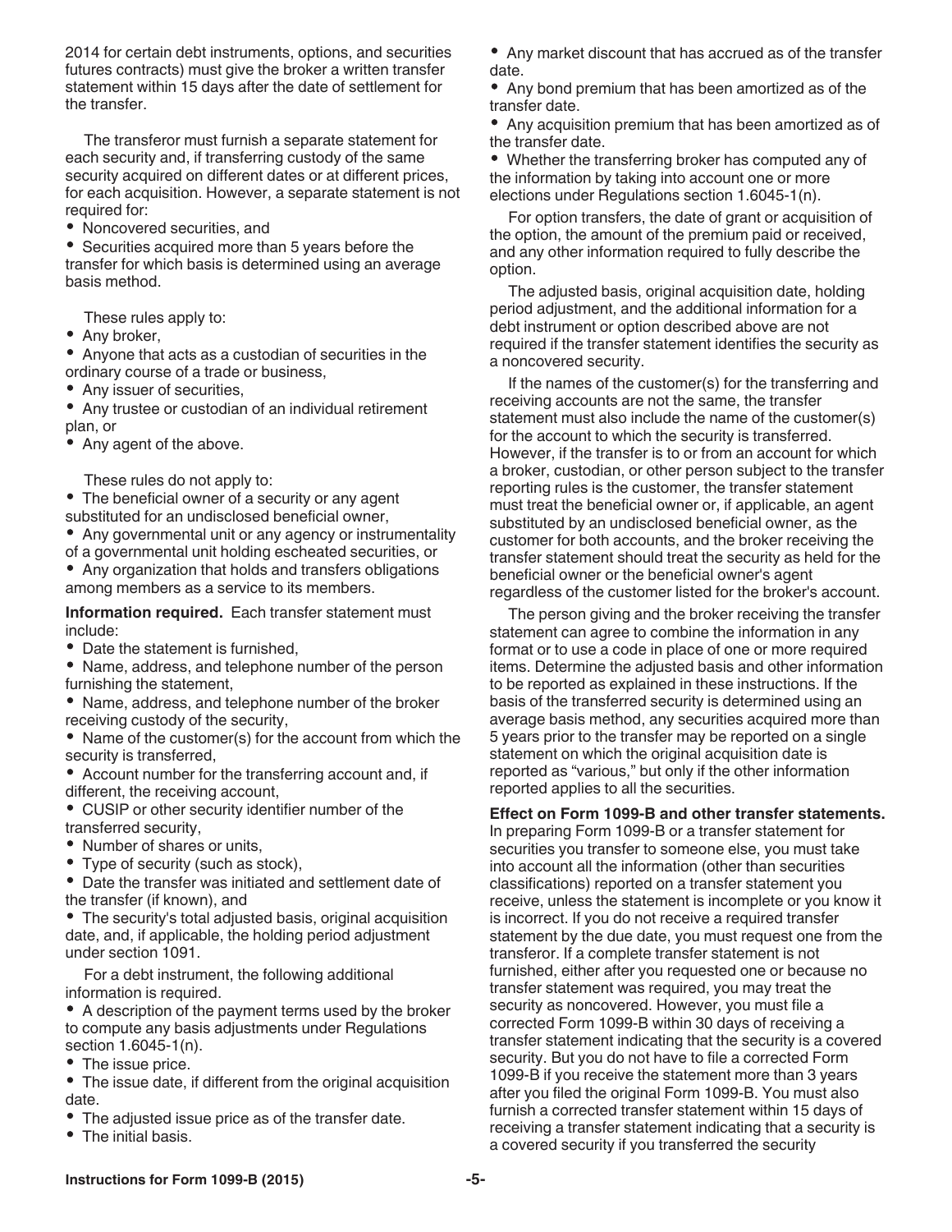2014 for certain debt instruments, options, and securities futures contracts) must give the broker a written transfer statement within 15 days after the date of settlement for the transfer.

The transferor must furnish a separate statement for each security and, if transferring custody of the same security acquired on different dates or at different prices, for each acquisition. However, a separate statement is not required for:

- Noncovered securities, and
- Securities acquired more than 5 years before the transfer for which basis is determined using an average basis method.

These rules apply to:

- Any broker,
- Anyone that acts as a custodian of securities in the ordinary course of a trade or business,
- Any issuer of securities,
- Any trustee or custodian of an individual retirement plan, or
- Any agent of the above.

These rules do not apply to:

- The beneficial owner of a security or any agent substituted for an undisclosed beneficial owner,
- Any governmental unit or any agency or instrumentality of a governmental unit holding escheated securities, or
- Any organization that holds and transfers obligations among members as a service to its members.

**Information required.** Each transfer statement must include:

- Date the statement is furnished,
- Name, address, and telephone number of the person furnishing the statement,
- Name, address, and telephone number of the broker receiving custody of the security,
- Name of the customer(s) for the account from which the security is transferred,
- Account number for the transferring account and, if different, the receiving account,
- CUSIP or other security identifier number of the transferred security,
- Number of shares or units,
- Type of security (such as stock),
- Date the transfer was initiated and settlement date of the transfer (if known), and
- The security's total adjusted basis, original acquisition date, and, if applicable, the holding period adjustment under section 1091.

For a debt instrument, the following additional information is required.

- A description of the payment terms used by the broker to compute any basis adjustments under Regulations section 1.6045-1(n).
- The issue price.
- The issue date, if different from the original acquisition date.
- The adjusted issue price as of the transfer date.
- The initial basis.
- Any market discount that has accrued as of the transfer date.
- Any bond premium that has been amortized as of the transfer date.
- Any acquisition premium that has been amortized as of the transfer date.
- Whether the transferring broker has computed any of the information by taking into account one or more elections under Regulations section 1.6045-1(n).

For option transfers, the date of grant or acquisition of the option, the amount of the premium paid or received, and any other information required to fully describe the option.

The adjusted basis, original acquisition date, holding period adjustment, and the additional information for a debt instrument or option described above are not required if the transfer statement identifies the security as a noncovered security.

If the names of the customer(s) for the transferring and receiving accounts are not the same, the transfer statement must also include the name of the customer(s) for the account to which the security is transferred. However, if the transfer is to or from an account for which a broker, custodian, or other person subject to the transfer reporting rules is the customer, the transfer statement must treat the beneficial owner or, if applicable, an agent substituted by an undisclosed beneficial owner, as the customer for both accounts, and the broker receiving the transfer statement should treat the security as held for the beneficial owner or the beneficial owner's agent regardless of the customer listed for the broker's account.

The person giving and the broker receiving the transfer statement can agree to combine the information in any format or to use a code in place of one or more required items. Determine the adjusted basis and other information to be reported as explained in these instructions. If the basis of the transferred security is determined using an average basis method, any securities acquired more than 5 years prior to the transfer may be reported on a single statement on which the original acquisition date is reported as "various," but only if the other information reported applies to all the securities.

**Effect on Form 1099-B and other transfer statements.** In preparing Form 1099-B or a transfer statement for securities you transfer to someone else, you must take into account all the information (other than securities classifications) reported on a transfer statement you receive, unless the statement is incomplete or you know it is incorrect. If you do not receive a required transfer statement by the due date, you must request one from the transferor. If a complete transfer statement is not furnished, either after you requested one or because no transfer statement was required, you may treat the security as noncovered. However, you must file a corrected Form 1099-B within 30 days of receiving a transfer statement indicating that the security is a covered security. But you do not have to file a corrected Form 1099-B if you receive the statement more than 3 years after you filed the original Form 1099-B. You must also furnish a corrected transfer statement within 15 days of receiving a transfer statement indicating that a security is a covered security if you transferred the security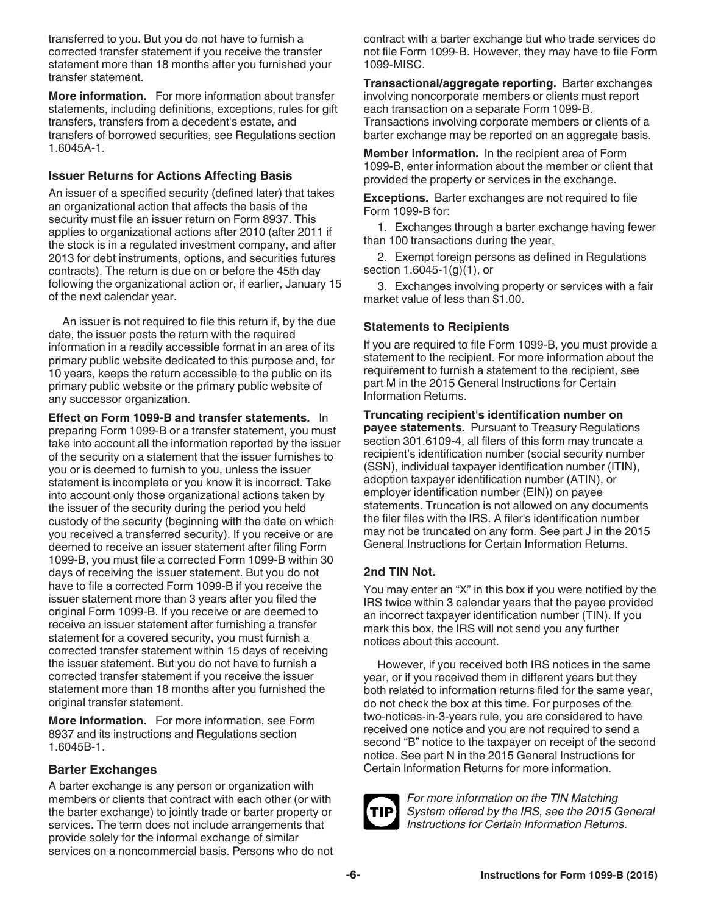transferred to you. But you do not have to furnish a corrected transfer statement if you receive the transfer statement more than 18 months after you furnished your transfer statement.

**More information.** For more information about transfer statements, including definitions, exceptions, rules for gift transfers, transfers from a decedent's estate, and transfers of borrowed securities, see Regulations section 1.6045A-1.

### Issuer Returns for Actions Affecting Basis

An issuer of a specified security (defined later) that takes an organizational action that affects the basis of the security must file an issuer return on Form 8937. This applies to organizational actions after 2010 (after 2011 if the stock is in a regulated investment company, and after 2013 for debt instruments, options, and securities futures contracts). The return is due on or before the 45th day following the organizational action or, if earlier, January 15 of the next calendar year.

An issuer is not required to file this return if, by the due date, the issuer posts the return with the required information in a readily accessible format in an area of its primary public website dedicated to this purpose and, for 10 years, keeps the return accessible to the public on its primary public website or the primary public website of any successor organization.

**Effect on Form 1099-B and transfer statements.** In preparing Form 1099-B or a transfer statement, you must take into account all the information reported by the issuer of the security on a statement that the issuer furnishes to you or is deemed to furnish to you, unless the issuer statement is incomplete or you know it is incorrect. Take into account only those organizational actions taken by the issuer of the security during the period you held custody of the security (beginning with the date on which you received a transferred security). If you receive or are deemed to receive an issuer statement after filing Form 1099-B, you must file a corrected Form 1099-B within 30 days of receiving the issuer statement. But you do not have to file a corrected Form 1099-B if you receive the issuer statement more than 3 years after you filed the original Form 1099-B. If you receive or are deemed to receive an issuer statement after furnishing a transfer statement for a covered security, you must furnish a corrected transfer statement within 15 days of receiving the issuer statement. But you do not have to furnish a corrected transfer statement if you receive the issuer statement more than 18 months after you furnished the original transfer statement.

**More information.** For more information, see Form 8937 and its instructions and Regulations section 1.6045B-1.

## Barter Exchanges

A barter exchange is any person or organization with members or clients that contract with each other (or with the barter exchange) to jointly trade or barter property or services. The term does not include arrangements that provide solely for the informal exchange of similar services on a noncommercial basis. Persons who do not contract with a barter exchange but who trade services do not file Form 1099-B. However, they may have to file Form 1099-MISC.

**Transactional/aggregate reporting.** Barter exchanges involving noncorporate members or clients must report each transaction on a separate Form 1099-B. Transactions involving corporate members or clients of a barter exchange may be reported on an aggregate basis.

**Member information.** In the recipient area of Form 1099-B, enter information about the member or client that provided the property or services in the exchange.

**Exceptions.** Barter exchanges are not required to file Form 1099-B for:

1. Exchanges through a barter exchange having fewer than 100 transactions during the year,
2. Exempt foreign persons as defined in Regulations section 1.6045-1(g)(1), or
3. Exchanges involving property or services with a fair market value of less than $1.00.

### Statements to Recipients

If you are required to file Form 1099-B, you must provide a statement to the recipient. For more information about the requirement to furnish a statement to the recipient, see part M in the 2015 General Instructions for Certain Information Returns.

**Truncating recipient's identification number on payee statements.** Pursuant to Treasury Regulations section 301.6109-4, all filers of this form may truncate a recipient's identification number (social security number (SSN), individual taxpayer identification number (ITIN), adoption taxpayer identification number (ATIN), or employer identification number (EIN)) on payee statements. Truncation is not allowed on any documents the filer files with the IRS. A filer's identification number may not be truncated on any form. See part J in the 2015 General Instructions for Certain Information Returns.

### 2nd TIN Not.

You may enter an "X" in this box if you were notified by the IRS twice within 3 calendar years that the payee provided an incorrect taxpayer identification number (TIN). If you mark this box, the IRS will not send you any further notices about this account.

However, if you received both IRS notices in the same year, or if you received them in different years but they both related to information returns filed for the same year, do not check the box at this time. For purposes of the two-notices-in-3-years rule, you are considered to have received one notice and you are not required to send a second "B" notice to the taxpayer on receipt of the second notice. See part N in the 2015 General Instructions for Certain Information Returns for more information.

**TIP** *For more information on the TIN Matching System offered by the IRS, see the 2015 General Instructions for Certain Information Returns.*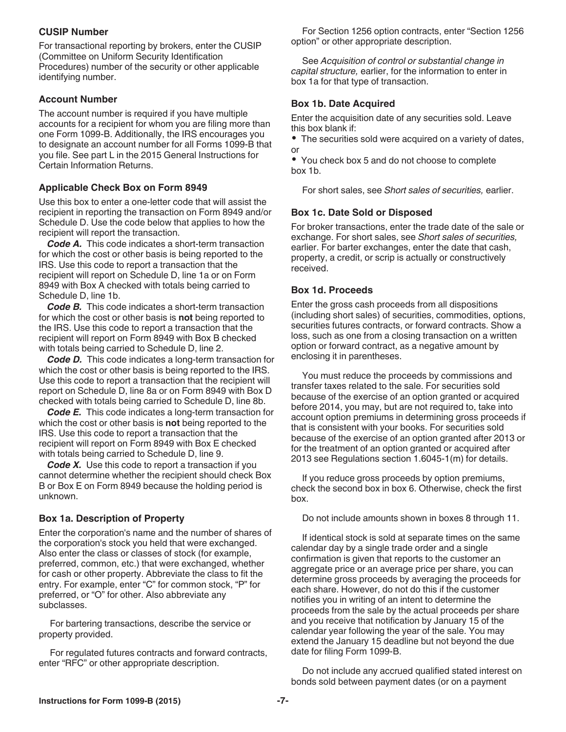### CUSIP Number

For transactional reporting by brokers, enter the CUSIP (Committee on Uniform Security Identification Procedures) number of the security or other applicable identifying number.

### Account Number

The account number is required if you have multiple accounts for a recipient for whom you are filing more than one Form 1099-B. Additionally, the IRS encourages you to designate an account number for all Forms 1099-B that you file. See part L in the 2015 General Instructions for Certain Information Returns.

### Applicable Check Box on Form 8949

Use this box to enter a one-letter code that will assist the recipient in reporting the transaction on Form 8949 and/or Schedule D. Use the code below that applies to how the recipient will report the transaction.

***Code A.*** This code indicates a short-term transaction for which the cost or other basis is being reported to the IRS. Use this code to report a transaction that the recipient will report on Schedule D, line 1a or on Form 8949 with Box A checked with totals being carried to Schedule D, line 1b.

***Code B.*** This code indicates a short-term transaction for which the cost or other basis is **not** being reported to the IRS. Use this code to report a transaction that the recipient will report on Form 8949 with Box B checked with totals being carried to Schedule D, line 2.

***Code D.*** This code indicates a long-term transaction for which the cost or other basis is being reported to the IRS. Use this code to report a transaction that the recipient will report on Schedule D, line 8a or on Form 8949 with Box D checked with totals being carried to Schedule D, line 8b.

***Code E.*** This code indicates a long-term transaction for which the cost or other basis is **not** being reported to the IRS. Use this code to report a transaction that the recipient will report on Form 8949 with Box E checked with totals being carried to Schedule D, line 9.

***Code X.*** Use this code to report a transaction if you cannot determine whether the recipient should check Box B or Box E on Form 8949 because the holding period is unknown.

### Box 1a. Description of Property

Enter the corporation's name and the number of shares of the corporation's stock you held that were exchanged. Also enter the class or classes of stock (for example, preferred, common, etc.) that were exchanged, whether for cash or other property. Abbreviate the class to fit the entry. For example, enter "C" for common stock, "P" for preferred, or "O" for other. Also abbreviate any subclasses.

For bartering transactions, describe the service or property provided.

For regulated futures contracts and forward contracts, enter "RFC" or other appropriate description.

For Section 1256 option contracts, enter "Section 1256 option" or other appropriate description.

See *Acquisition of control or substantial change in capital structure,* earlier, for the information to enter in box 1a for that type of transaction.

### Box 1b. Date Acquired

Enter the acquisition date of any securities sold. Leave this box blank if:

- The securities sold were acquired on a variety of dates, or
- You check box 5 and do not choose to complete box 1b.

For short sales, see *Short sales of securities,* earlier.

### Box 1c. Date Sold or Disposed

For broker transactions, enter the trade date of the sale or exchange. For short sales, see *Short sales of securities,* earlier. For barter exchanges, enter the date that cash, property, a credit, or scrip is actually or constructively received.

### Box 1d. Proceeds

Enter the gross cash proceeds from all dispositions (including short sales) of securities, commodities, options, securities futures contracts, or forward contracts. Show a loss, such as one from a closing transaction on a written option or forward contract, as a negative amount by enclosing it in parentheses.

You must reduce the proceeds by commissions and transfer taxes related to the sale. For securities sold because of the exercise of an option granted or acquired before 2014, you may, but are not required to, take into account option premiums in determining gross proceeds if that is consistent with your books. For securities sold because of the exercise of an option granted after 2013 or for the treatment of an option granted or acquired after 2013 see Regulations section 1.6045-1(m) for details.

If you reduce gross proceeds by option premiums, check the second box in box 6. Otherwise, check the first box.

Do not include amounts shown in boxes 8 through 11.

If identical stock is sold at separate times on the same calendar day by a single trade order and a single confirmation is given that reports to the customer an aggregate price or an average price per share, you can determine gross proceeds by averaging the proceeds for each share. However, do not do this if the customer notifies you in writing of an intent to determine the proceeds from the sale by the actual proceeds per share and you receive that notification by January 15 of the calendar year following the year of the sale. You may extend the January 15 deadline but not beyond the due date for filing Form 1099-B.

Do not include any accrued qualified stated interest on bonds sold between payment dates (or on a payment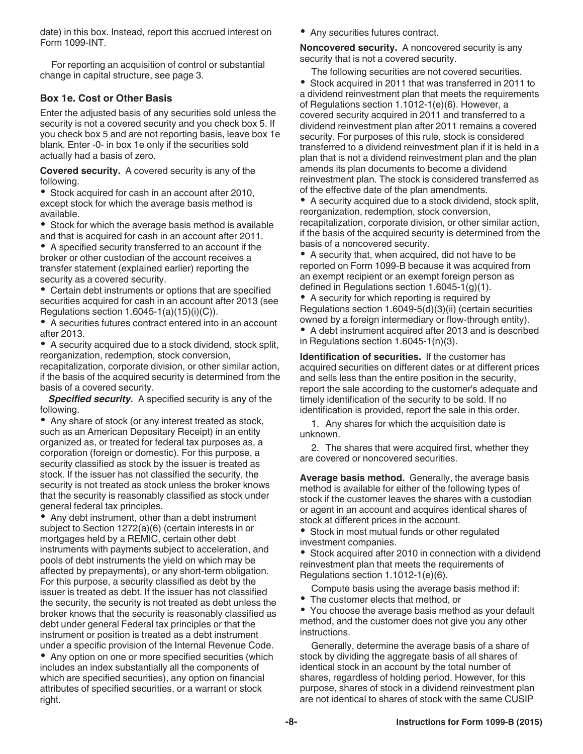date) in this box. Instead, report this accrued interest on Form 1099-INT.

For reporting an acquisition of control or substantial change in capital structure, see page 3.

### Box 1e. Cost or Other Basis

Enter the adjusted basis of any securities sold unless the security is not a covered security and you check box 5. If you check box 5 and are not reporting basis, leave box 1e blank. Enter -0- in box 1e only if the securities sold actually had a basis of zero.

**Covered security.** A covered security is any of the following.

- Stock acquired for cash in an account after 2010, except stock for which the average basis method is available.
- Stock for which the average basis method is available and that is acquired for cash in an account after 2011.
- A specified security transferred to an account if the broker or other custodian of the account receives a transfer statement (explained earlier) reporting the security as a covered security.
- Certain debt instruments or options that are specified securities acquired for cash in an account after 2013 (see Regulations section 1.6045-1(a)(15)(i)(C)).
- A securities futures contract entered into in an account after 2013.
- A security acquired due to a stock dividend, stock split, reorganization, redemption, stock conversion, recapitalization, corporate division, or other similar action, if the basis of the acquired security is determined from the basis of a covered security.

***Specified security.*** A specified security is any of the following.

- Any share of stock (or any interest treated as stock, such as an American Depositary Receipt) in an entity organized as, or treated for federal tax purposes as, a corporation (foreign or domestic). For this purpose, a security classified as stock by the issuer is treated as stock. If the issuer has not classified the security, the security is not treated as stock unless the broker knows that the security is reasonably classified as stock under general federal tax principles.
- Any debt instrument, other than a debt instrument subject to Section 1272(a)(6) (certain interests in or mortgages held by a REMIC, certain other debt instruments with payments subject to acceleration, and pools of debt instruments the yield on which may be affected by prepayments), or any short-term obligation. For this purpose, a security classified as debt by the issuer is treated as debt. If the issuer has not classified the security, the security is not treated as debt unless the broker knows that the security is reasonably classified as debt under general Federal tax principles or that the instrument or position is treated as a debt instrument under a specific provision of the Internal Revenue Code.
- Any option on one or more specified securities (which includes an index substantially all the components of which are specified securities), any option on financial attributes of specified securities, or a warrant or stock right.
- Any securities futures contract.

**Noncovered security.** A noncovered security is any security that is not a covered security.

The following securities are not covered securities.

- Stock acquired in 2011 that was transferred in 2011 to a dividend reinvestment plan that meets the requirements of Regulations section 1.1012-1(e)(6). However, a covered security acquired in 2011 and transferred to a dividend reinvestment plan after 2011 remains a covered security. For purposes of this rule, stock is considered transferred to a dividend reinvestment plan if it is held in a plan that is not a dividend reinvestment plan and the plan amends its plan documents to become a dividend reinvestment plan. The stock is considered transferred as of the effective date of the plan amendments.
- A security acquired due to a stock dividend, stock split, reorganization, redemption, stock conversion, recapitalization, corporate division, or other similar action, if the basis of the acquired security is determined from the basis of a noncovered security.
- A security that, when acquired, did not have to be reported on Form 1099-B because it was acquired from an exempt recipient or an exempt foreign person as defined in Regulations section 1.6045-1(g)(1).
- A security for which reporting is required by Regulations section 1.6049-5(d)(3)(ii) (certain securities owned by a foreign intermediary or flow-through entity).
- A debt instrument acquired after 2013 and is described in Regulations section 1.6045-1(n)(3).

**Identification of securities.** If the customer has acquired securities on different dates or at different prices and sells less than the entire position in the security, report the sale according to the customer's adequate and timely identification of the security to be sold. If no identification is provided, report the sale in this order.

1. Any shares for which the acquisition date is unknown.
2. The shares that were acquired first, whether they are covered or noncovered securities.

**Average basis method.** Generally, the average basis method is available for either of the following types of stock if the customer leaves the shares with a custodian or agent in an account and acquires identical shares of stock at different prices in the account.

- Stock in most mutual funds or other regulated investment companies.
- Stock acquired after 2010 in connection with a dividend reinvestment plan that meets the requirements of Regulations section 1.1012-1(e)(6).

Compute basis using the average basis method if:

- The customer elects that method, or
- You choose the average basis method as your default method, and the customer does not give you any other instructions.

Generally, determine the average basis of a share of stock by dividing the aggregate basis of all shares of identical stock in an account by the total number of shares, regardless of holding period. However, for this purpose, shares of stock in a dividend reinvestment plan are not identical to shares of stock with the same CUSIP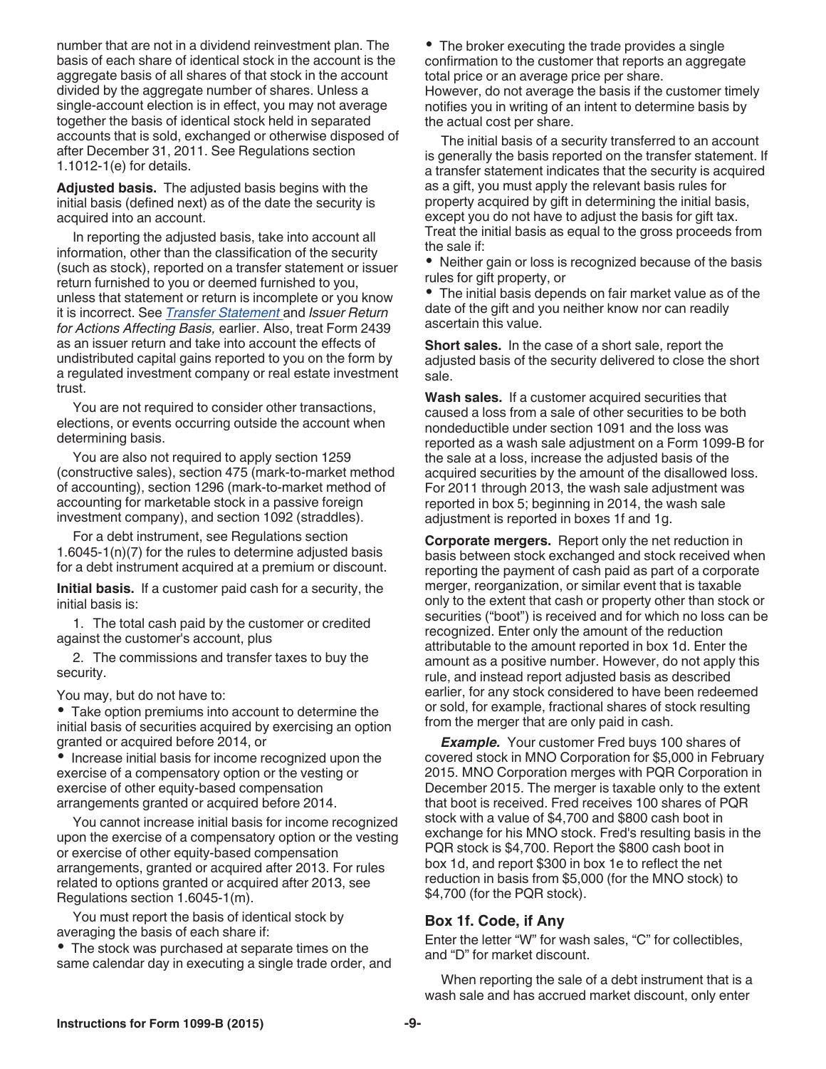number that are not in a dividend reinvestment plan. The basis of each share of identical stock in the account is the aggregate basis of all shares of that stock in the account divided by the aggregate number of shares. Unless a single-account election is in effect, you may not average together the basis of identical stock held in separated accounts that is sold, exchanged or otherwise disposed of after December 31, 2011. See Regulations section 1.1012-1(e) for details.

**Adjusted basis.** The adjusted basis begins with the initial basis (defined next) as of the date the security is acquired into an account.

In reporting the adjusted basis, take into account all information, other than the classification of the security (such as stock), reported on a transfer statement or issuer return furnished to you or deemed furnished to you, unless that statement or return is incomplete or you know it is incorrect. See *Transfer Statement* and *Issuer Return for Actions Affecting Basis,* earlier. Also, treat Form 2439 as an issuer return and take into account the effects of undistributed capital gains reported to you on the form by a regulated investment company or real estate investment trust.

You are not required to consider other transactions, elections, or events occurring outside the account when determining basis.

You are also not required to apply section 1259 (constructive sales), section 475 (mark-to-market method of accounting), section 1296 (mark-to-market method of accounting for marketable stock in a passive foreign investment company), and section 1092 (straddles).

For a debt instrument, see Regulations section 1.6045-1(n)(7) for the rules to determine adjusted basis for a debt instrument acquired at a premium or discount.

**Initial basis.** If a customer paid cash for a security, the initial basis is:

1. The total cash paid by the customer or credited against the customer's account, plus

2. The commissions and transfer taxes to buy the security.

You may, but do not have to:

- Take option premiums into account to determine the initial basis of securities acquired by exercising an option granted or acquired before 2014, or
- Increase initial basis for income recognized upon the exercise of a compensatory option or the vesting or exercise of other equity-based compensation arrangements granted or acquired before 2014.

You cannot increase initial basis for income recognized upon the exercise of a compensatory option or the vesting or exercise of other equity-based compensation arrangements, granted or acquired after 2013. For rules related to options granted or acquired after 2013, see Regulations section 1.6045-1(m).

You must report the basis of identical stock by averaging the basis of each share if:

- The stock was purchased at separate times on the same calendar day in executing a single trade order, and
- The broker executing the trade provides a single confirmation to the customer that reports an aggregate total price or an average price per share.

However, do not average the basis if the customer timely notifies you in writing of an intent to determine basis by the actual cost per share.

The initial basis of a security transferred to an account is generally the basis reported on the transfer statement. If a transfer statement indicates that the security is acquired as a gift, you must apply the relevant basis rules for property acquired by gift in determining the initial basis, except you do not have to adjust the basis for gift tax. Treat the initial basis as equal to the gross proceeds from the sale if:

- Neither gain or loss is recognized because of the basis rules for gift property, or
- The initial basis depends on fair market value as of the date of the gift and you neither know nor can readily ascertain this value.

**Short sales.** In the case of a short sale, report the adjusted basis of the security delivered to close the short sale.

**Wash sales.** If a customer acquired securities that caused a loss from a sale of other securities to be both nondeductible under section 1091 and the loss was reported as a wash sale adjustment on a Form 1099-B for the sale at a loss, increase the adjusted basis of the acquired securities by the amount of the disallowed loss. For 2011 through 2013, the wash sale adjustment was reported in box 5; beginning in 2014, the wash sale adjustment is reported in boxes 1f and 1g.

**Corporate mergers.** Report only the net reduction in basis between stock exchanged and stock received when reporting the payment of cash paid as part of a corporate merger, reorganization, or similar event that is taxable only to the extent that cash or property other than stock or securities ("boot") is received and for which no loss can be recognized. Enter only the amount of the reduction attributable to the amount reported in box 1d. Enter the amount as a positive number. However, do not apply this rule, and instead report adjusted basis as described earlier, for any stock considered to have been redeemed or sold, for example, fractional shares of stock resulting from the merger that are only paid in cash.

***Example.*** Your customer Fred buys 100 shares of covered stock in MNO Corporation for $5,000 in February 2015. MNO Corporation merges with PQR Corporation in December 2015. The merger is taxable only to the extent that boot is received. Fred receives 100 shares of PQR stock with a value of $4,700 and $800 cash boot in exchange for his MNO stock. Fred's resulting basis in the PQR stock is $4,700. Report the $800 cash boot in box 1d, and report $300 in box 1e to reflect the net reduction in basis from $5,000 (for the MNO stock) to $4,700 (for the PQR stock).

## Box 1f. Code, if Any

Enter the letter "W" for wash sales, "C" for collectibles, and "D" for market discount.

When reporting the sale of a debt instrument that is a wash sale and has accrued market discount, only enter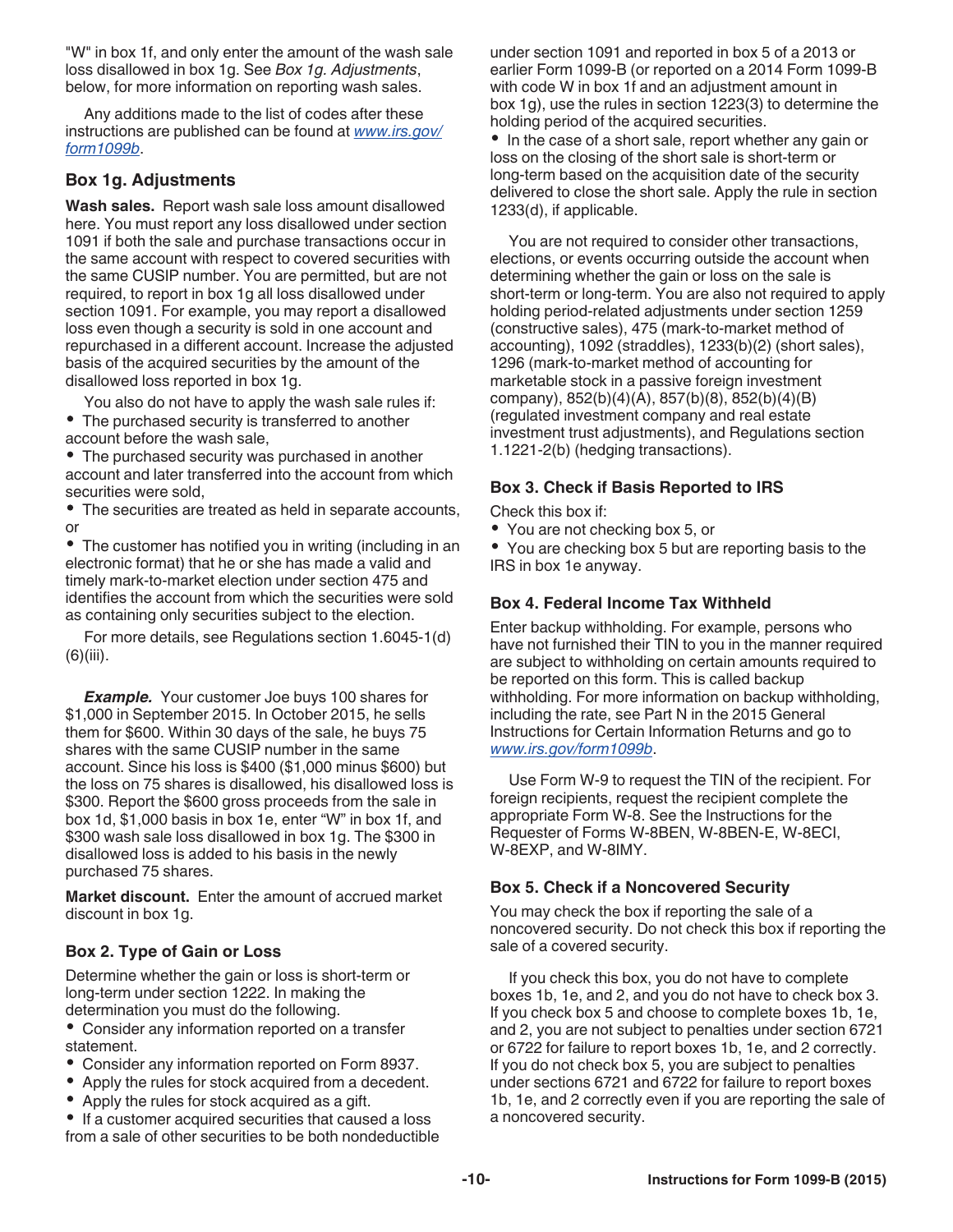"W" in box 1f, and only enter the amount of the wash sale loss disallowed in box 1g. See *Box 1g. Adjustments*, below, for more information on reporting wash sales.

Any additions made to the list of codes after these instructions are published can be found at *www.irs.gov/form1099b*.

### Box 1g. Adjustments

**Wash sales.** Report wash sale loss amount disallowed here. You must report any loss disallowed under section 1091 if both the sale and purchase transactions occur in the same account with respect to covered securities with the same CUSIP number. You are permitted, but are not required, to report in box 1g all loss disallowed under section 1091. For example, you may report a disallowed loss even though a security is sold in one account and repurchased in a different account. Increase the adjusted basis of the acquired securities by the amount of the disallowed loss reported in box 1g.

You also do not have to apply the wash sale rules if:

- The purchased security is transferred to another account before the wash sale,
- The purchased security was purchased in another account and later transferred into the account from which securities were sold,
- The securities are treated as held in separate accounts, or
- The customer has notified you in writing (including in an electronic format) that he or she has made a valid and timely mark-to-market election under section 475 and identifies the account from which the securities were sold as containing only securities subject to the election.

For more details, see Regulations section 1.6045-1(d)(6)(iii).

***Example.*** Your customer Joe buys 100 shares for $1,000 in September 2015. In October 2015, he sells them for $600. Within 30 days of the sale, he buys 75 shares with the same CUSIP number in the same account. Since his loss is $400 ($1,000 minus $600) but the loss on 75 shares is disallowed, his disallowed loss is $300. Report the $600 gross proceeds from the sale in box 1d, $1,000 basis in box 1e, enter "W" in box 1f, and $300 wash sale loss disallowed in box 1g. The $300 in disallowed loss is added to his basis in the newly purchased 75 shares.

**Market discount.** Enter the amount of accrued market discount in box 1g.

### Box 2. Type of Gain or Loss

Determine whether the gain or loss is short-term or long-term under section 1222. In making the determination you must do the following.

- Consider any information reported on a transfer statement.
- Consider any information reported on Form 8937.
- Apply the rules for stock acquired from a decedent.
- Apply the rules for stock acquired as a gift.
- If a customer acquired securities that caused a loss from a sale of other securities to be both nondeductible under section 1091 and reported in box 5 of a 2013 or earlier Form 1099-B (or reported on a 2014 Form 1099-B with code W in box 1f and an adjustment amount in box 1g), use the rules in section 1223(3) to determine the holding period of the acquired securities.
- In the case of a short sale, report whether any gain or loss on the closing of the short sale is short-term or long-term based on the acquisition date of the security delivered to close the short sale. Apply the rule in section 1233(d), if applicable.

You are not required to consider other transactions, elections, or events occurring outside the account when determining whether the gain or loss on the sale is short-term or long-term. You are also not required to apply holding period-related adjustments under section 1259 (constructive sales), 475 (mark-to-market method of accounting), 1092 (straddles), 1233(b)(2) (short sales), 1296 (mark-to-market method of accounting for marketable stock in a passive foreign investment company), 852(b)(4)(A), 857(b)(8), 852(b)(4)(B) (regulated investment company and real estate investment trust adjustments), and Regulations section 1.1221-2(b) (hedging transactions).

### Box 3. Check if Basis Reported to IRS

Check this box if:

- You are not checking box 5, or
- You are checking box 5 but are reporting basis to the IRS in box 1e anyway.

### Box 4. Federal Income Tax Withheld

Enter backup withholding. For example, persons who have not furnished their TIN to you in the manner required are subject to withholding on certain amounts required to be reported on this form. This is called backup withholding. For more information on backup withholding, including the rate, see Part N in the 2015 General Instructions for Certain Information Returns and go to *www.irs.gov/form1099b*.

Use Form W-9 to request the TIN of the recipient. For foreign recipients, request the recipient complete the appropriate Form W-8. See the Instructions for the Requester of Forms W-8BEN, W-8BEN-E, W-8ECI, W-8EXP, and W-8IMY.

### Box 5. Check if a Noncovered Security

You may check the box if reporting the sale of a noncovered security. Do not check this box if reporting the sale of a covered security.

If you check this box, you do not have to complete boxes 1b, 1e, and 2, and you do not have to check box 3. If you check box 5 and choose to complete boxes 1b, 1e, and 2, you are not subject to penalties under section 6721 or 6722 for failure to report boxes 1b, 1e, and 2 correctly. If you do not check box 5, you are subject to penalties under sections 6721 and 6722 for failure to report boxes 1b, 1e, and 2 correctly even if you are reporting the sale of a noncovered security.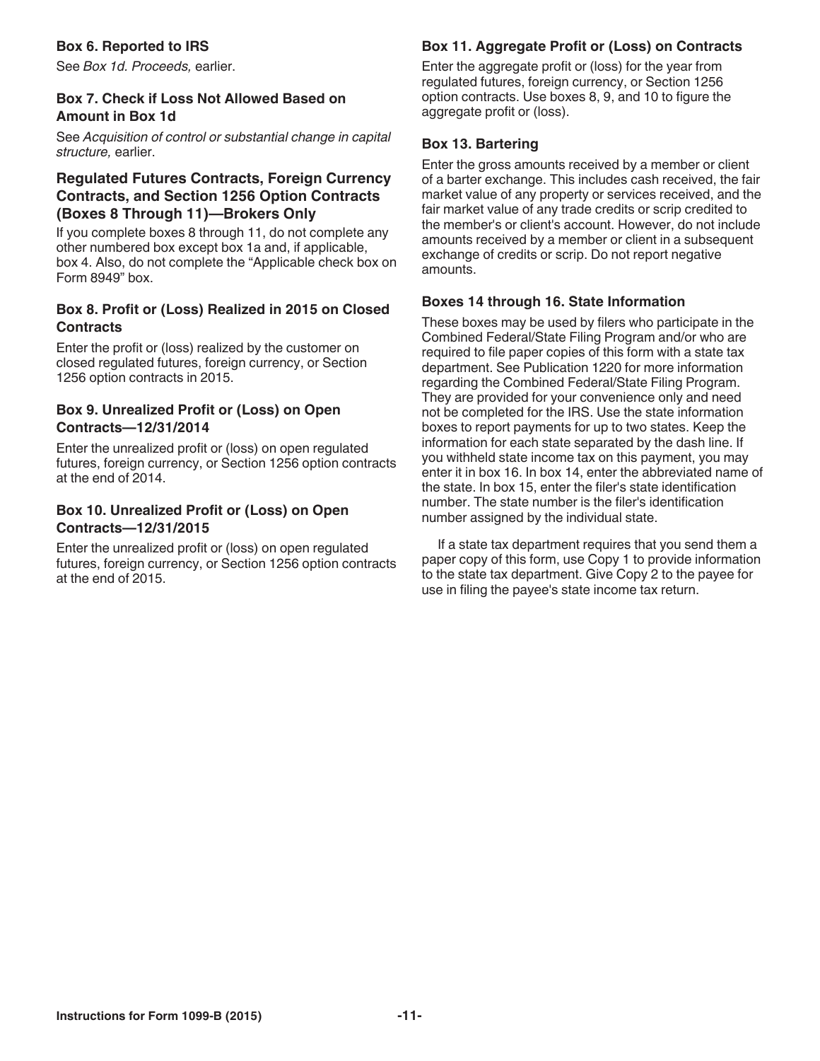### Box 6. Reported to IRS

See *Box 1d. Proceeds,* earlier.

### Box 7. Check if Loss Not Allowed Based on Amount in Box 1d

See *Acquisition of control or substantial change in capital structure,* earlier.

## Regulated Futures Contracts, Foreign Currency Contracts, and Section 1256 Option Contracts (Boxes 8 Through 11)—Brokers Only

If you complete boxes 8 through 11, do not complete any other numbered box except box 1a and, if applicable, box 4. Also, do not complete the "Applicable check box on Form 8949" box.

### Box 8. Profit or (Loss) Realized in 2015 on Closed Contracts

Enter the profit or (loss) realized by the customer on closed regulated futures, foreign currency, or Section 1256 option contracts in 2015.

### Box 9. Unrealized Profit or (Loss) on Open Contracts—12/31/2014

Enter the unrealized profit or (loss) on open regulated futures, foreign currency, or Section 1256 option contracts at the end of 2014.

### Box 10. Unrealized Profit or (Loss) on Open Contracts—12/31/2015

Enter the unrealized profit or (loss) on open regulated futures, foreign currency, or Section 1256 option contracts at the end of 2015.

### Box 11. Aggregate Profit or (Loss) on Contracts

Enter the aggregate profit or (loss) for the year from regulated futures, foreign currency, or Section 1256 option contracts. Use boxes 8, 9, and 10 to figure the aggregate profit or (loss).

### Box 13. Bartering

Enter the gross amounts received by a member or client of a barter exchange. This includes cash received, the fair market value of any property or services received, and the fair market value of any trade credits or scrip credited to the member's or client's account. However, do not include amounts received by a member or client in a subsequent exchange of credits or scrip. Do not report negative amounts.

### Boxes 14 through 16. State Information

These boxes may be used by filers who participate in the Combined Federal/State Filing Program and/or who are required to file paper copies of this form with a state tax department. See Publication 1220 for more information regarding the Combined Federal/State Filing Program. They are provided for your convenience only and need not be completed for the IRS. Use the state information boxes to report payments for up to two states. Keep the information for each state separated by the dash line. If you withheld state income tax on this payment, you may enter it in box 16. In box 14, enter the abbreviated name of the state. In box 15, enter the filer's state identification number. The state number is the filer's identification number assigned by the individual state.

If a state tax department requires that you send them a paper copy of this form, use Copy 1 to provide information to the state tax department. Give Copy 2 to the payee for use in filing the payee's state income tax return.